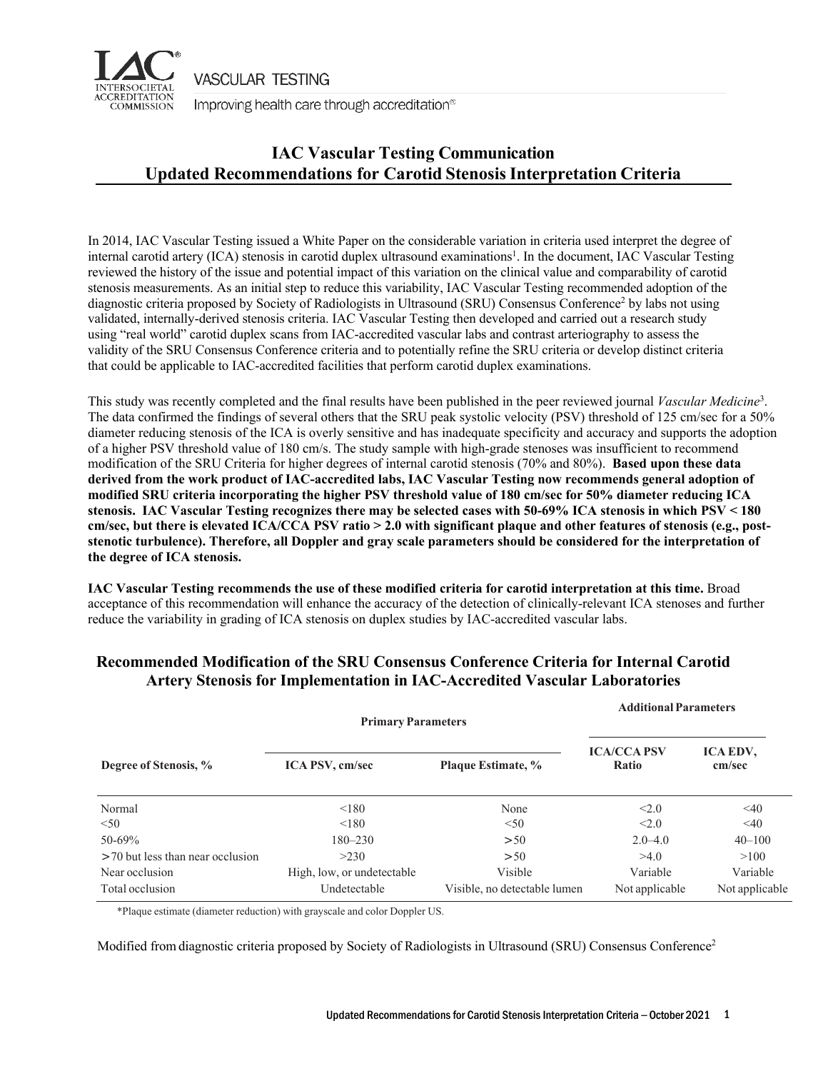# IAC Vascular Testing Communication
# Updated Recommendations for Carotid Stenosis Interpretation Criteria

In 2014, IAC Vascular Testing issued a White Paper on the considerable variation in criteria used interpret the degree of internal carotid artery (ICA) stenosis in carotid duplex ultrasound examinations[1]. In the document, IAC Vascular Testing reviewed the history of the issue and potential impact of this variation on the clinical value and comparability of carotid stenosis measurements. As an initial step to reduce this variability, IAC Vascular Testing recommended adoption of the diagnostic criteria proposed by Society of Radiologists in Ultrasound (SRU) Consensus Conference[2] by labs not using validated, internally-derived stenosis criteria. IAC Vascular Testing then developed and carried out a research study using "real world" carotid duplex scans from IAC-accredited vascular labs and contrast arteriography to assess the validity of the SRU Consensus Conference criteria and to potentially refine the SRU criteria or develop distinct criteria that could be applicable to IAC-accredited facilities that perform carotid duplex examinations.

This study was recently completed and the final results have been published in the peer reviewed journal *Vascular Medicine*[3]. The data confirmed the findings of several others that the SRU peak systolic velocity (PSV) threshold of 125 cm/sec for a 50% diameter reducing stenosis of the ICA is overly sensitive and has inadequate specificity and accuracy and supports the adoption of a higher PSV threshold value of 180 cm/s. The study sample with high-grade stenoses was insufficient to recommend modification of the SRU Criteria for higher degrees of internal carotid stenosis (70% and 80%). **Based upon these data derived from the work product of IAC-accredited labs, IAC Vascular Testing now recommends general adoption of modified SRU criteria incorporating the higher PSV threshold value of 180 cm/sec for 50% diameter reducing ICA stenosis. IAC Vascular Testing recognizes there may be selected cases with 50-69% ICA stenosis in which PSV < 180 cm/sec, but there is elevated ICA/CCA PSV ratio > 2.0 with significant plaque and other features of stenosis (e.g., post-stenotic turbulence). Therefore, all Doppler and gray scale parameters should be considered for the interpretation of the degree of ICA stenosis.**

**IAC Vascular Testing recommends the use of these modified criteria for carotid interpretation at this time.** Broad acceptance of this recommendation will enhance the accuracy of the detection of clinically-relevant ICA stenoses and further reduce the variability in grading of ICA stenosis on duplex studies by IAC-accredited vascular labs.

## Recommended Modification of the SRU Consensus Conference Criteria for Internal Carotid Artery Stenosis for Implementation in IAC-Accredited Vascular Laboratories

| | Primary Parameters | | Additional Parameters | |
|---|---|---|---|---|
| **Degree of Stenosis, %** | **ICA PSV, cm/sec** | **Plaque Estimate, %** | **ICA/CCA PSV Ratio** | **ICA EDV, cm/sec** |
| Normal | <180 | None | <2.0 | <40 |
| <50 | <180 | <50 | <2.0 | <40 |
| 50-69% | 180–230 | >50 | 2.0–4.0 | 40–100 |
| >70 but less than near occlusion | >230 | >50 | >4.0 | >100 |
| Near occlusion | High, low, or undetectable | Visible | Variable | Variable |
| Total occlusion | Undetectable | Visible, no detectable lumen | Not applicable | Not applicable |

*Plaque estimate (diameter reduction) with grayscale and color Doppler US.

Modified from diagnostic criteria proposed by Society of Radiologists in Ultrasound (SRU) Consensus Conference[2]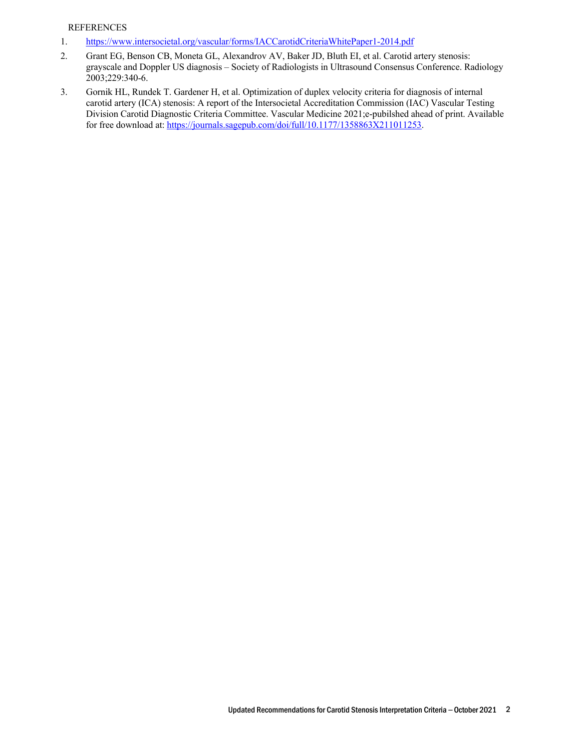REFERENCES

1. https://www.intersocietal.org/vascular/forms/IACCarotidCriteriaWhitePaper1-2014.pdf
2. Grant EG, Benson CB, Moneta GL, Alexandrov AV, Baker JD, Bluth EI, et al. Carotid artery stenosis: grayscale and Doppler US diagnosis – Society of Radiologists in Ultrasound Consensus Conference. Radiology 2003;229:340-6.
3. Gornik HL, Rundek T. Gardener H, et al. Optimization of duplex velocity criteria for diagnosis of internal carotid artery (ICA) stenosis: A report of the Intersocietal Accreditation Commission (IAC) Vascular Testing Division Carotid Diagnostic Criteria Committee. Vascular Medicine 2021;e-pubilshed ahead of print. Available for free download at: https://journals.sagepub.com/doi/full/10.1177/1358863X211011253.